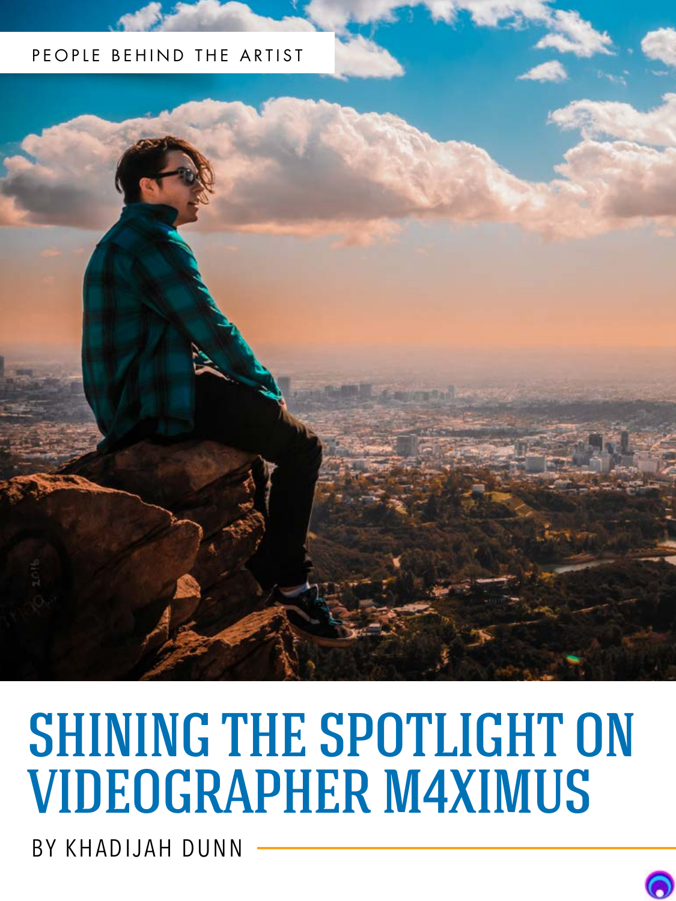PEOPLE BEHIND THE ARTIST

# SHINING THE SPOTLIGHT ON VIDEOGRAPHER M4XIMUS

BY KHADIJAH DUNN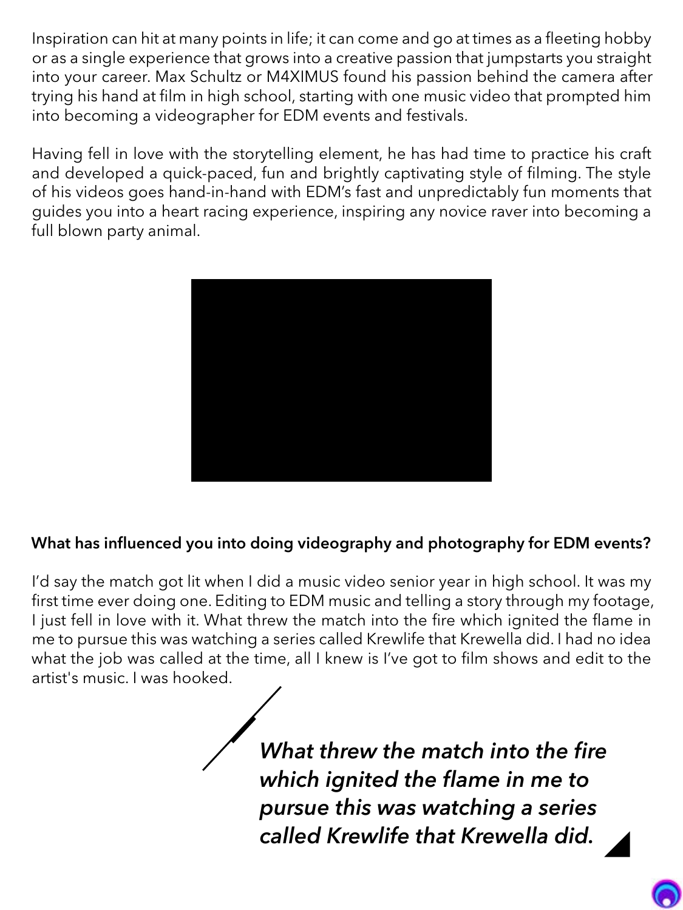Inspiration can hit at many points in life; it can come and go at times as a fleeting hobby or as a single experience that grows into a creative passion that jumpstarts you straight into your career. Max Schultz or M4XIMUS found his passion behind the camera after trying his hand at film in high school, starting with one music video that prompted him into becoming a videographer for EDM events and festivals.

Having fell in love with the storytelling element, he has had time to practice his craft and developed a quick-paced, fun and brightly captivating style of filming. The style of his videos goes hand-in-hand with EDM's fast and unpredictably fun moments that guides you into a heart racing experience, inspiring any novice raver into becoming a full blown party animal.

**What has influenced you into doing videography and photography for EDM events?**

I'd say the match got lit when I did a music video senior year in high school. It was my first time ever doing one. Editing to EDM music and telling a story through my footage, I just fell in love with it. What threw the match into the fire which ignited the flame in me to pursue this was watching a series called Krewlife that Krewella did. I had no idea what the job was called at the time, all I knew is I've got to film shows and edit to the artist's music. I was hooked.

***What threw the match into the fire which ignited the flame in me to pursue this was watching a series called Krewlife that Krewella did.***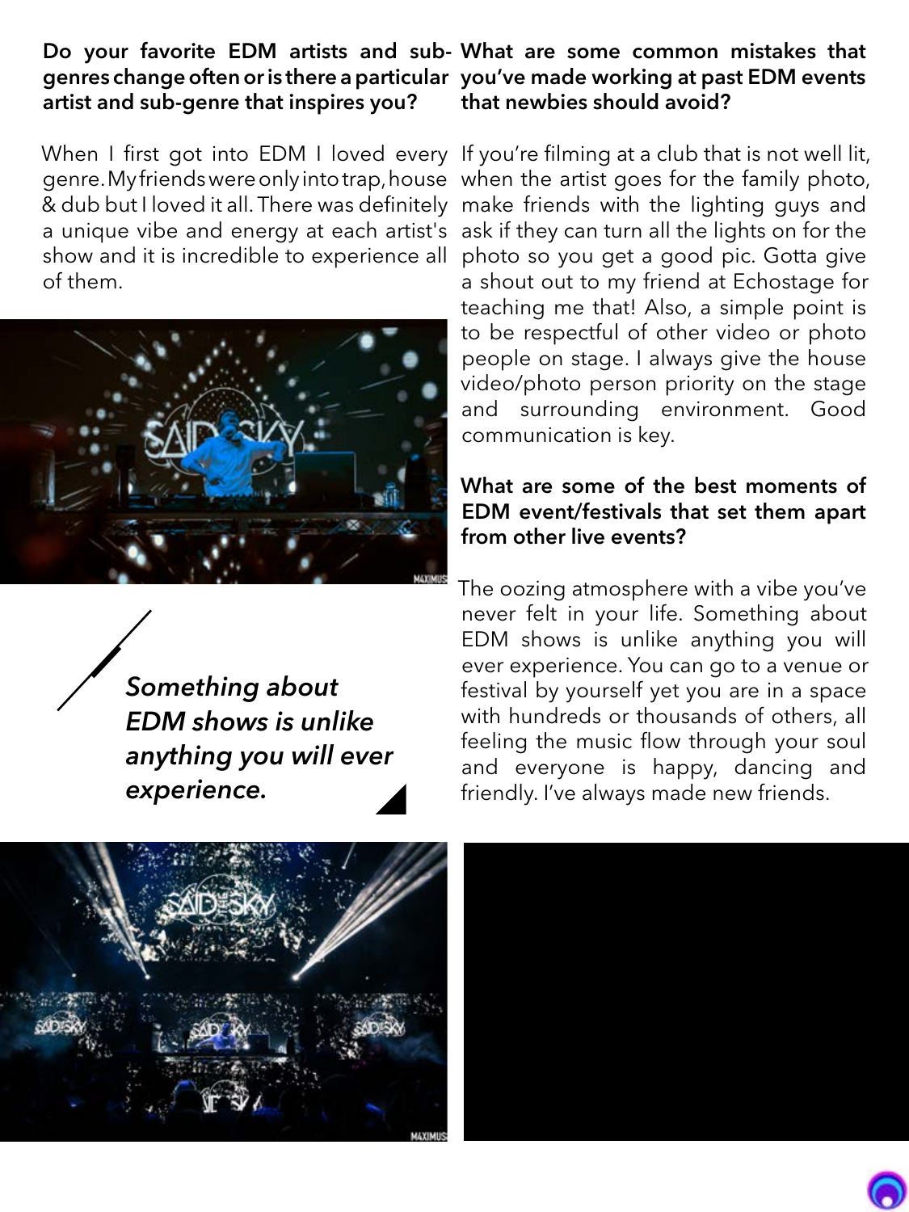**Do your favorite EDM artists and sub-genres change often or is there a particular artist and sub-genre that inspires you?**

When I first got into EDM I loved every genre. My friends were only into trap, house & dub but I loved it all. There was definitely a unique vibe and energy at each artist's show and it is incredible to experience all of them.

*Something about EDM shows is unlike anything you will ever experience.*

**What are some common mistakes that you've made working at past EDM events that newbies should avoid?**

If you're filming at a club that is not well lit, when the artist goes for the family photo, make friends with the lighting guys and ask if they can turn all the lights on for the photo so you get a good pic. Gotta give a shout out to my friend at Echostage for teaching me that! Also, a simple point is to be respectful of other video or photo people on stage. I always give the house video/photo person priority on the stage and surrounding environment. Good communication is key.

**What are some of the best moments of EDM event/festivals that set them apart from other live events?**

The oozing atmosphere with a vibe you've never felt in your life. Something about EDM shows is unlike anything you will ever experience. You can go to a venue or festival by yourself yet you are in a space with hundreds or thousands of others, all feeling the music flow through your soul and everyone is happy, dancing and friendly. I've always made new friends.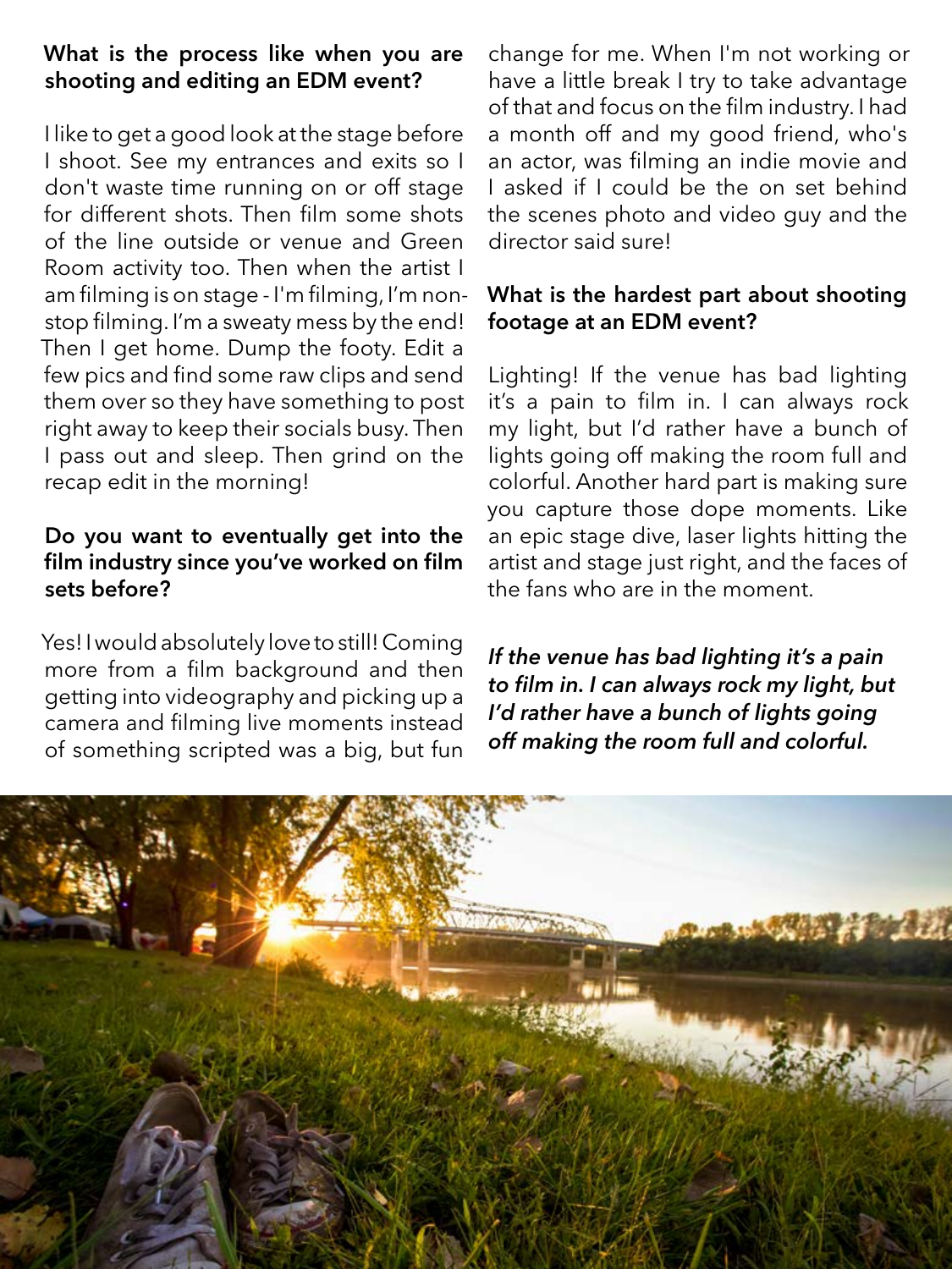**What is the process like when you are shooting and editing an EDM event?**

I like to get a good look at the stage before I shoot. See my entrances and exits so I don't waste time running on or off stage for different shots. Then film some shots of the line outside or venue and Green Room activity too. Then when the artist I am filming is on stage - I'm filming, I'm non-stop filming. I'm a sweaty mess by the end! Then I get home. Dump the footy. Edit a few pics and find some raw clips and send them over so they have something to post right away to keep their socials busy. Then I pass out and sleep. Then grind on the recap edit in the morning!

**Do you want to eventually get into the film industry since you've worked on film sets before?**

Yes! I would absolutely love to still! Coming more from a film background and then getting into videography and picking up a camera and filming live moments instead of something scripted was a big, but fun change for me. When I'm not working or have a little break I try to take advantage of that and focus on the film industry. I had a month off and my good friend, who's an actor, was filming an indie movie and I asked if I could be the on set behind the scenes photo and video guy and the director said sure!

**What is the hardest part about shooting footage at an EDM event?**

Lighting! If the venue has bad lighting it's a pain to film in. I can always rock my light, but I'd rather have a bunch of lights going off making the room full and colorful. Another hard part is making sure you capture those dope moments. Like an epic stage dive, laser lights hitting the artist and stage just right, and the faces of the fans who are in the moment.

***If the venue has bad lighting it's a pain to film in. I can always rock my light, but I'd rather have a bunch of lights going off making the room full and colorful.***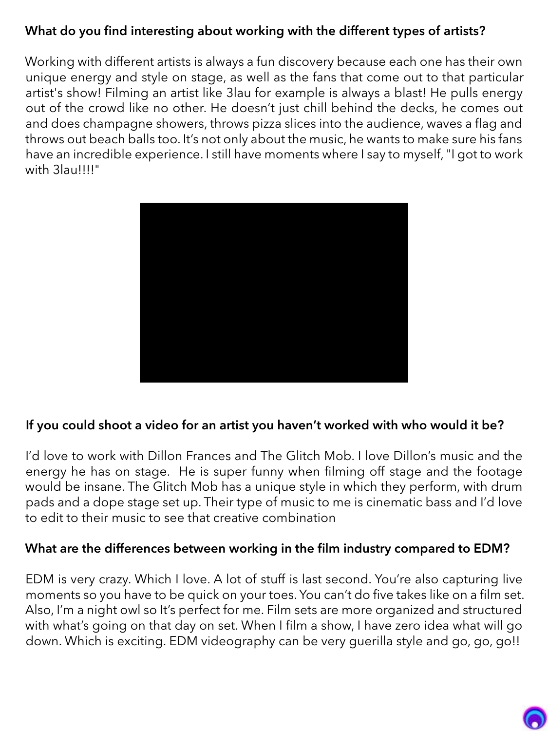**What do you find interesting about working with the different types of artists?**

Working with different artists is always a fun discovery because each one has their own unique energy and style on stage, as well as the fans that come out to that particular artist's show! Filming an artist like 3lau for example is always a blast! He pulls energy out of the crowd like no other. He doesn't just chill behind the decks, he comes out and does champagne showers, throws pizza slices into the audience, waves a flag and throws out beach balls too. It's not only about the music, he wants to make sure his fans have an incredible experience. I still have moments where I say to myself, "I got to work with 3lau!!!!"

**If you could shoot a video for an artist you haven't worked with who would it be?**

I'd love to work with Dillon Frances and The Glitch Mob. I love Dillon's music and the energy he has on stage. He is super funny when filming off stage and the footage would be insane. The Glitch Mob has a unique style in which they perform, with drum pads and a dope stage set up. Their type of music to me is cinematic bass and I'd love to edit to their music to see that creative combination

**What are the differences between working in the film industry compared to EDM?**

EDM is very crazy. Which I love. A lot of stuff is last second. You're also capturing live moments so you have to be quick on your toes. You can't do five takes like on a film set. Also, I'm a night owl so It's perfect for me. Film sets are more organized and structured with what's going on that day on set. When I film a show, I have zero idea what will go down. Which is exciting. EDM videography can be very guerilla style and go, go, go!!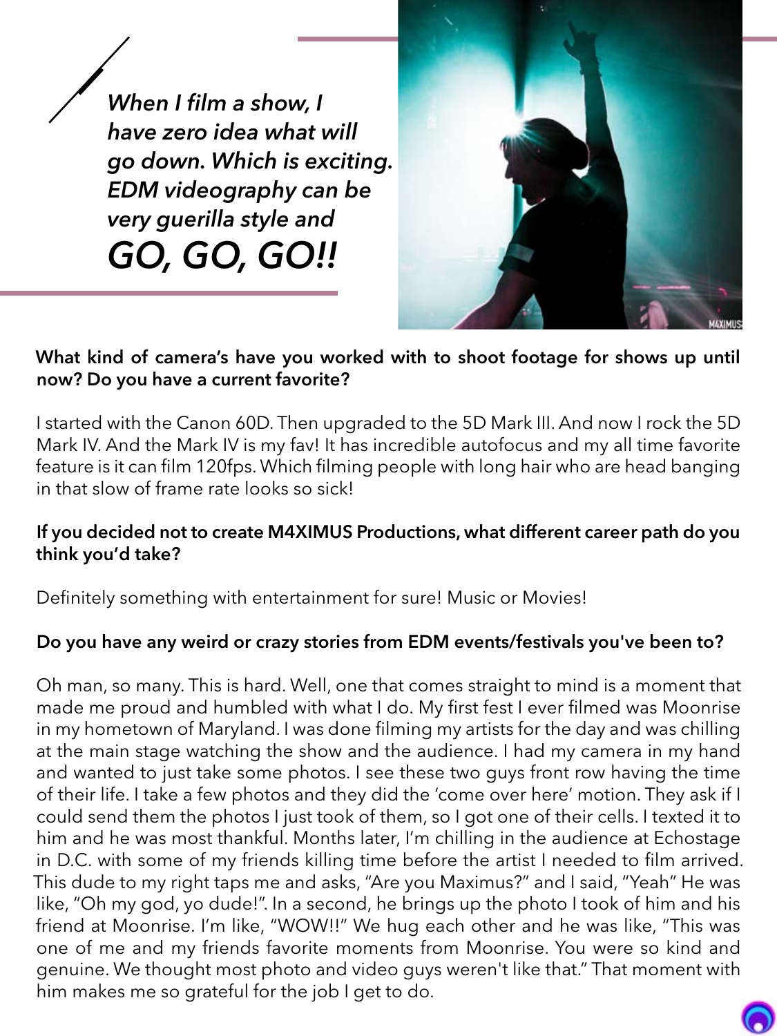*When I film a show, I have zero idea what will go down. Which is exciting. EDM videography can be very guerilla style and*

***GO, GO, GO!!***

**What kind of camera's have you worked with to shoot footage for shows up until now? Do you have a current favorite?**

I started with the Canon 60D. Then upgraded to the 5D Mark III. And now I rock the 5D Mark IV. And the Mark IV is my fav! It has incredible autofocus and my all time favorite feature is it can film 120fps. Which filming people with long hair who are head banging in that slow of frame rate looks so sick!

**If you decided not to create M4XIMUS Productions, what different career path do you think you'd take?**

Definitely something with entertainment for sure! Music or Movies!

**Do you have any weird or crazy stories from EDM events/festivals you've been to?**

Oh man, so many. This is hard. Well, one that comes straight to mind is a moment that made me proud and humbled with what I do. My first fest I ever filmed was Moonrise in my hometown of Maryland. I was done filming my artists for the day and was chilling at the main stage watching the show and the audience. I had my camera in my hand and wanted to just take some photos. I see these two guys front row having the time of their life. I take a few photos and they did the 'come over here' motion. They ask if I could send them the photos I just took of them, so I got one of their cells. I texted it to him and he was most thankful. Months later, I'm chilling in the audience at Echostage in D.C. with some of my friends killing time before the artist I needed to film arrived. This dude to my right taps me and asks, "Are you Maximus?" and I said, "Yeah" He was like, "Oh my god, yo dude!". In a second, he brings up the photo I took of him and his friend at Moonrise. I'm like, "WOW!!" We hug each other and he was like, "This was one of me and my friends favorite moments from Moonrise. You were so kind and genuine. We thought most photo and video guys weren't like that." That moment with him makes me so grateful for the job I get to do.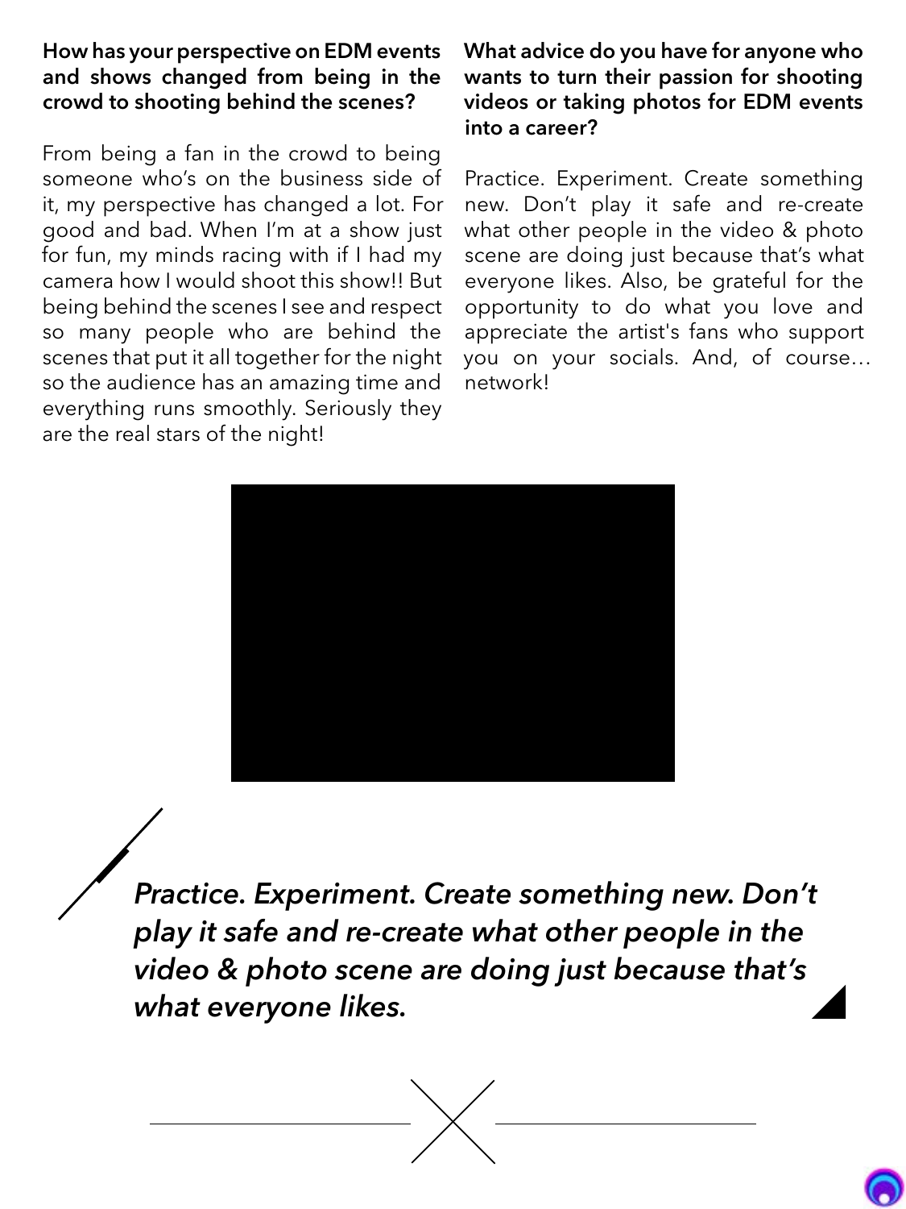**How has your perspective on EDM events and shows changed from being in the crowd to shooting behind the scenes?**

From being a fan in the crowd to being someone who's on the business side of it, my perspective has changed a lot. For good and bad. When I'm at a show just for fun, my minds racing with if I had my camera how I would shoot this show!! But being behind the scenes I see and respect so many people who are behind the scenes that put it all together for the night so the audience has an amazing time and everything runs smoothly. Seriously they are the real stars of the night!

**What advice do you have for anyone who wants to turn their passion for shooting videos or taking photos for EDM events into a career?**

Practice. Experiment. Create something new. Don't play it safe and re-create what other people in the video & photo scene are doing just because that's what everyone likes. Also, be grateful for the opportunity to do what you love and appreciate the artist's fans who support you on your socials. And, of course… network!

> ***Practice. Experiment. Create something new. Don't play it safe and re-create what other people in the video & photo scene are doing just because that's what everyone likes.***